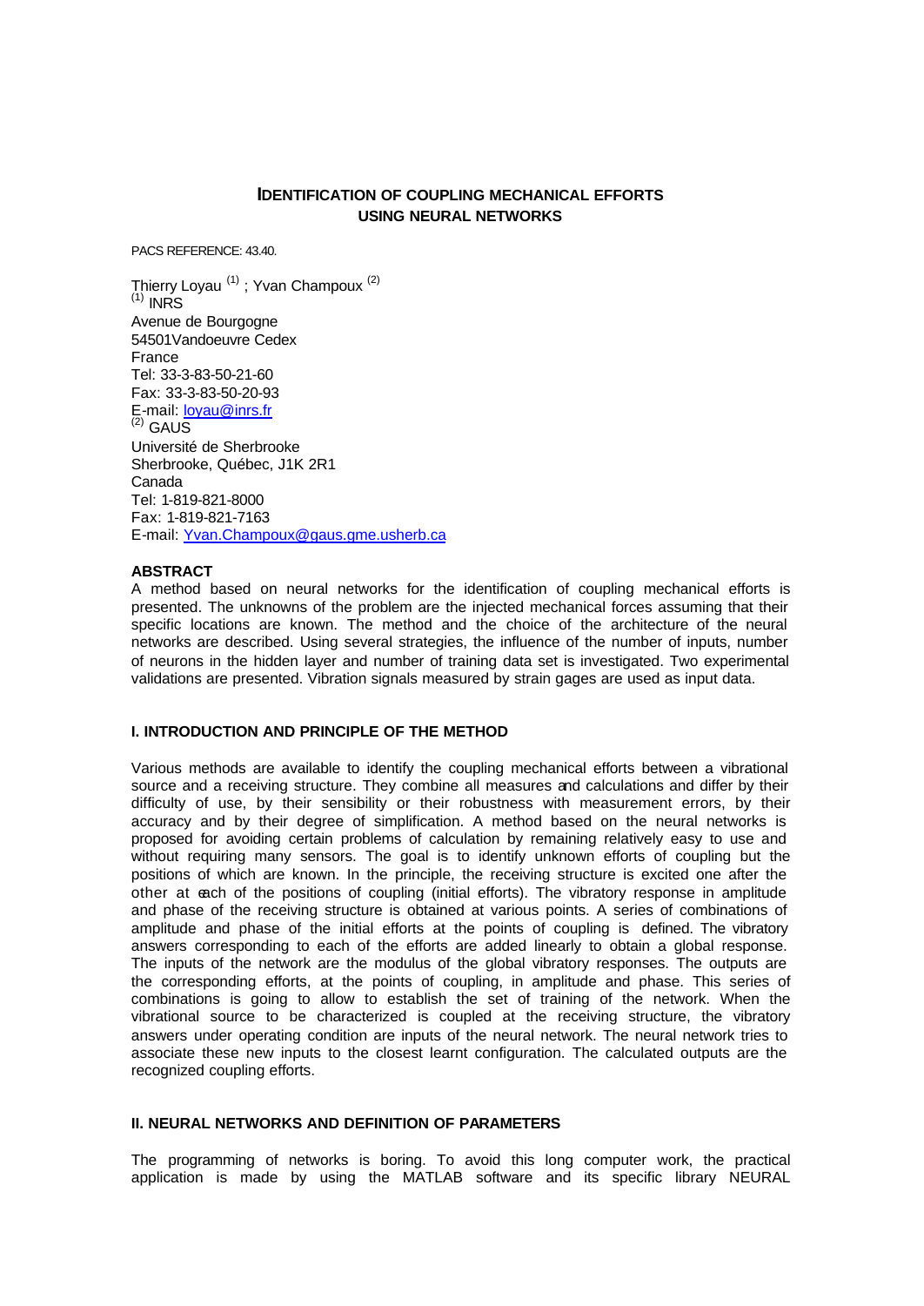# IDENTIFICATION OF COUPLING MECHANICAL EFFORTS USING NEURAL NETWORKS

PACS REFERENCE: 43.40.

Thierry Loyau [(1)] ; Yvan Champoux [(2)]
[(1)] INRS
Avenue de Bourgogne
54501Vandoeuvre Cedex
France
Tel: 33-3-83-50-21-60
Fax: 33-3-83-50-20-93
E-mail: loyau@inrs.fr
[(2)] GAUS
Université de Sherbrooke
Sherbrooke, Québec, J1K 2R1
Canada
Tel: 1-819-821-8000
Fax: 1-819-821-7163
E-mail: Yvan.Champoux@gaus.gme.usherb.ca

## ABSTRACT

A method based on neural networks for the identification of coupling mechanical efforts is presented. The unknowns of the problem are the injected mechanical forces assuming that their specific locations are known. The method and the choice of the architecture of the neural networks are described. Using several strategies, the influence of the number of inputs, number of neurons in the hidden layer and number of training data set is investigated. Two experimental validations are presented. Vibration signals measured by strain gages are used as input data.

## I. INTRODUCTION AND PRINCIPLE OF THE METHOD

Various methods are available to identify the coupling mechanical efforts between a vibrational source and a receiving structure. They combine all measures and calculations and differ by their difficulty of use, by their sensibility or their robustness with measurement errors, by their accuracy and by their degree of simplification. A method based on the neural networks is proposed for avoiding certain problems of calculation by remaining relatively easy to use and without requiring many sensors. The goal is to identify unknown efforts of coupling but the positions of which are known. In the principle, the receiving structure is excited one after the other at each of the positions of coupling (initial efforts). The vibratory response in amplitude and phase of the receiving structure is obtained at various points. A series of combinations of amplitude and phase of the initial efforts at the points of coupling is defined. The vibratory answers corresponding to each of the efforts are added linearly to obtain a global response. The inputs of the network are the modulus of the global vibratory responses. The outputs are the corresponding efforts, at the points of coupling, in amplitude and phase. This series of combinations is going to allow to establish the set of training of the network. When the vibrational source to be characterized is coupled at the receiving structure, the vibratory answers under operating condition are inputs of the neural network. The neural network tries to associate these new inputs to the closest learnt configuration. The calculated outputs are the recognized coupling efforts.

## II. NEURAL NETWORKS AND DEFINITION OF PARAMETERS

The programming of networks is boring. To avoid this long computer work, the practical application is made by using the MATLAB software and its specific library NEURAL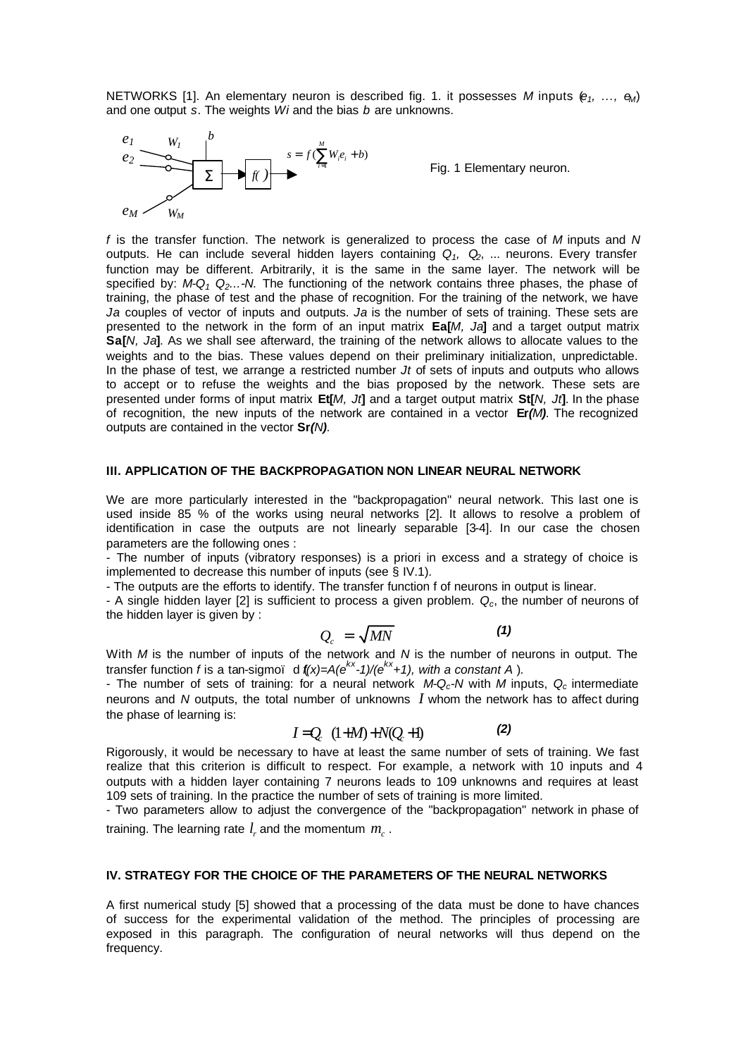NETWORKS [1]. An elementary neuron is described fig. 1. it possesses $M$ inputs ($e_1, \ldots, e_M$) and one output $s$. The weights $Wi$ and the bias $b$ are unknowns.

$$s = f(\sum_{i=1}^{M} W_i e_i + b)$$

Fig. 1 Elementary neuron.

$f$ is the transfer function. The network is generalized to process the case of $M$ inputs and $N$ outputs. He can include several hidden layers containing $Q_1$, $Q_2$, ... neurons. Every transfer function may be different. Arbitrarily, it is the same in the same layer. The network will be specified by: $M$-$Q_1$ $Q_2$...-$N$. The functioning of the network contains three phases, the phase of training, the phase of test and the phase of recognition. For the training of the network, we have $Ja$ couples of vector of inputs and outputs. $Ja$ is the number of sets of training. These sets are presented to the network in the form of an input matrix **Ea[***M, Ja***]** and a target output matrix **Sa[***N, Ja***]**. As we shall see afterward, the training of the network allows to allocate values to the weights and to the bias. These values depend on their preliminary initialization, unpredictable. In the phase of test, we arrange a restricted number $Jt$ of sets of inputs and outputs who allows to accept or to refuse the weights and the bias proposed by the network. These sets are presented under forms of input matrix **Et[***M, Jt***]** and a target output matrix **St[***N, Jt***]**. In the phase of recognition, the new inputs of the network are contained in a vector **Er***(M)*. The recognized outputs are contained in the vector **Sr***(N)*.

## III. APPLICATION OF THE BACKPROPAGATION NON LINEAR NEURAL NETWORK

We are more particularly interested in the "backpropagation" neural network. This last one is used inside 85 % of the works using neural networks [2]. It allows to resolve a problem of identification in case the outputs are not linearly separable [3-4]. In our case the chosen parameters are the following ones :

- The number of inputs (vibratory responses) is a priori in excess and a strategy of choice is implemented to decrease this number of inputs (see § IV.1).
- The outputs are the efforts to identify. The transfer function f of neurons in output is linear.
- A single hidden layer [2] is sufficient to process a given problem. $Q_c$, the number of neurons of the hidden layer is given by :

$$Q_c = \sqrt{MN} \qquad (1)$$

With $M$ is the number of inputs of the network and $N$ is the number of neurons in output. The transfer function $f$ is a tan-sigmoïd $f(x)=A(e^{kx}-1)/(e^{kx}+1)$, with a constant $A$ ).

- The number of sets of training: for a neural network $M$-$Q_c$-$N$ with $M$ inputs, $Q_c$ intermediate neurons and $N$ outputs, the total number of unknowns $I$ whom the network has to affect during the phase of learning is:

$$I = Q_c\ (1+M) + N(Q_c+1) \qquad (2)$$

Rigorously, it would be necessary to have at least the same number of sets of training. We fast realize that this criterion is difficult to respect. For example, a network with 10 inputs and 4 outputs with a hidden layer containing 7 neurons leads to 109 unknowns and requires at least 109 sets of training. In the practice the number of sets of training is more limited.

- Two parameters allow to adjust the convergence of the "backpropagation" network in phase of training. The learning rate $l_r$ and the momentum $m_c$ .

## IV. STRATEGY FOR THE CHOICE OF THE PARAMETERS OF THE NEURAL NETWORKS

A first numerical study [5] showed that a processing of the data must be done to have chances of success for the experimental validation of the method. The principles of processing are exposed in this paragraph. The configuration of neural networks will thus depend on the frequency.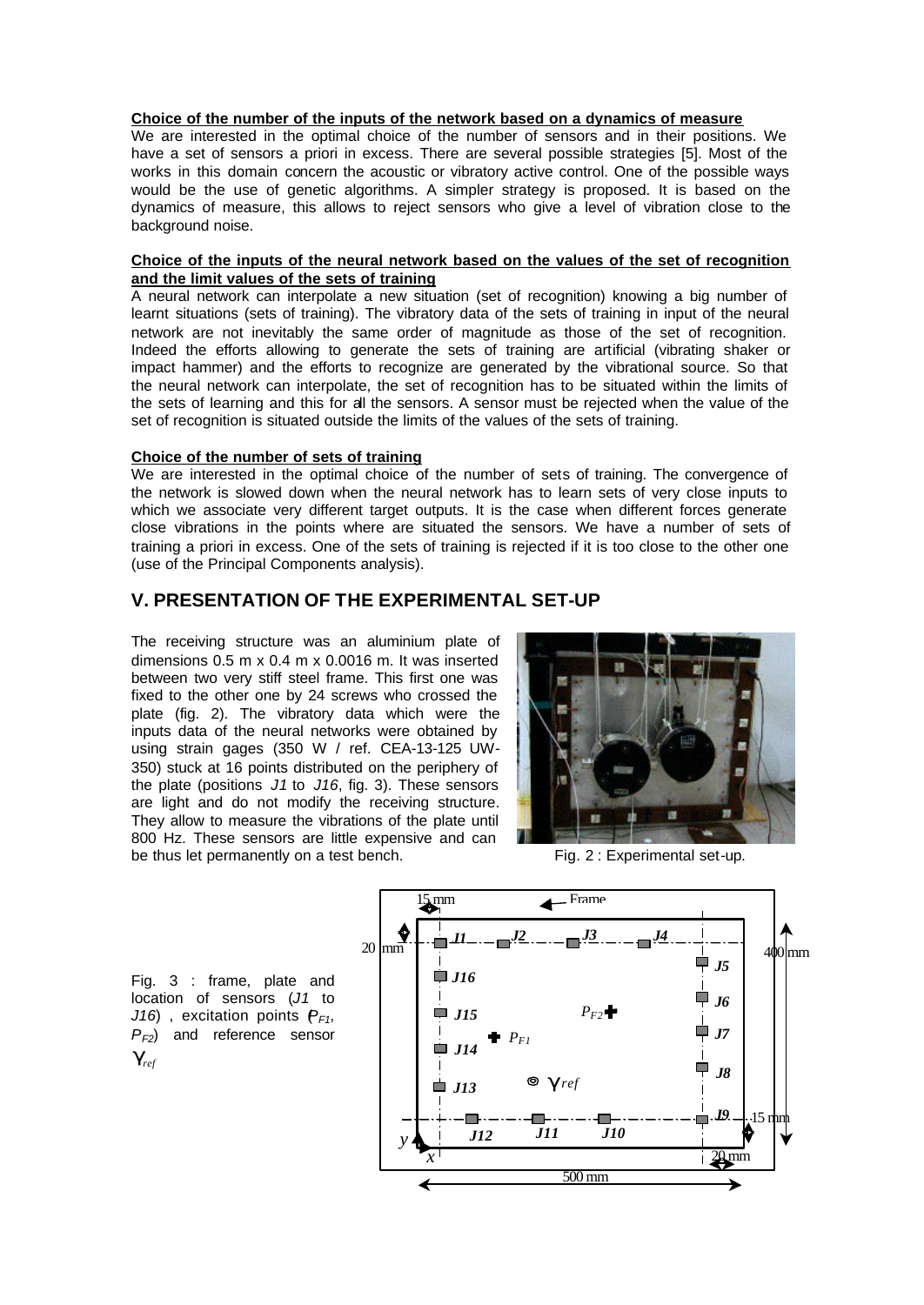**Choice of the number of the inputs of the network based on a dynamics of measure**

We are interested in the optimal choice of the number of sensors and in their positions. We have a set of sensors a priori in excess. There are several possible strategies [5]. Most of the works in this domain concern the acoustic or vibratory active control. One of the possible ways would be the use of genetic algorithms. A simpler strategy is proposed. It is based on the dynamics of measure, this allows to reject sensors who give a level of vibration close to the background noise.

**Choice of the inputs of the neural network based on the values of the set of recognition and the limit values of the sets of training**

A neural network can interpolate a new situation (set of recognition) knowing a big number of learnt situations (sets of training). The vibratory data of the sets of training in input of the neural network are not inevitably the same order of magnitude as those of the set of recognition. Indeed the efforts allowing to generate the sets of training are artificial (vibrating shaker or impact hammer) and the efforts to recognize are generated by the vibrational source. So that the neural network can interpolate, the set of recognition has to be situated within the limits of the sets of learning and this for all the sensors. A sensor must be rejected when the value of the set of recognition is situated outside the limits of the values of the sets of training.

**Choice of the number of sets of training**

We are interested in the optimal choice of the number of sets of training. The convergence of the network is slowed down when the neural network has to learn sets of very close inputs to which we associate very different target outputs. It is the case when different forces generate close vibrations in the points where are situated the sensors. We have a number of sets of training a priori in excess. One of the sets of training is rejected if it is too close to the other one (use of the Principal Components analysis).

## V. PRESENTATION OF THE EXPERIMENTAL SET-UP

The receiving structure was an aluminium plate of dimensions 0.5 m x 0.4 m x 0.0016 m. It was inserted between two very stiff steel frame. This first one was fixed to the other one by 24 screws who crossed the plate (fig. 2). The vibratory data which were the inputs data of the neural networks were obtained by using strain gages (350 W / ref. CEA-13-125 UW-350) stuck at 16 points distributed on the periphery of the plate (positions *J1* to *J16*, fig. 3). These sensors are light and do not modify the receiving structure. They allow to measure the vibrations of the plate until 800 Hz. These sensors are little expensive and can be thus let permanently on a test bench.

Fig. 2 : Experimental set-up.

Fig. 3 : frame, plate and location of sensors (*J1* to *J16*) , excitation points ($P_{F1}$, $P_{F2}$) and reference sensor $\gamma_{ref}$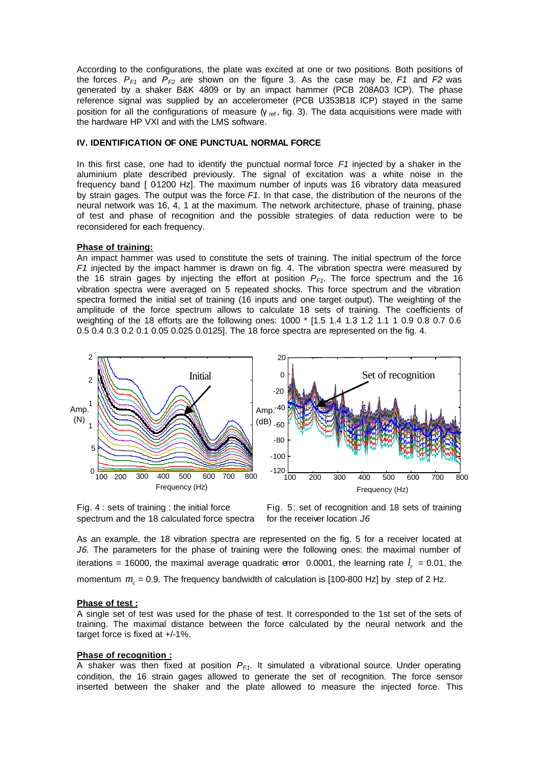According to the configurations, the plate was excited at one or two positions. Both positions of the forces $P_{F1}$ and $P_{F2}$ are shown on the figure 3. As the case may be, *F1* and *F2* was generated by a shaker B&K 4809 or by an impact hammer (PCB 208A03 ICP). The phase reference signal was supplied by an accelerometer (PCB U353B18 ICP) stayed in the same position for all the configurations of measure ($\gamma_{ref}$, fig. 3). The data acquisitions were made with the hardware HP VXI and with the LMS software.

### IV. IDENTIFICATION OF ONE PUNCTUAL NORMAL FORCE

In this first case, one had to identify the punctual normal force *F1* injected by a shaker in the aluminium plate described previously. The signal of excitation was a white noise in the frequency band [ 0-1200 Hz]. The maximum number of inputs was 16 vibratory data measured by strain gages. The output was the force *F1*. In that case, the distribution of the neurons of the neural network was 16, 4, 1 at the maximum. The network architecture, phase of training, phase of test and phase of recognition and the possible strategies of data reduction were to be reconsidered for each frequency.

**Phase of training:**

An impact hammer was used to constitute the sets of training. The initial spectrum of the force *F1* injected by the impact hammer is drawn on fig. 4. The vibration spectra were measured by the 16 strain gages by injecting the effort at position $P_{F1}$. The force spectrum and the 16 vibration spectra were averaged on 5 repeated shocks. This force spectrum and the vibration spectra formed the initial set of training (16 inputs and one target output). The weighting of the amplitude of the force spectrum allows to calculate 18 sets of training. The coefficients of weighting of the 18 efforts are the following ones: 1000 * [1.5 1.4 1.3 1.2 1.1 1 0.9 0.8 0.7 0.6 0.5 0.4 0.3 0.2 0.1 0.05 0.025 0.0125]. The 18 force spectra are represented on the fig. 4.

Fig. 4 : sets of training : the initial force spectrum and the 18 calculated force spectra

Fig. 5: set of recognition and 18 sets of training for the receiver location *J6*

As an example, the 18 vibration spectra are represented on the fig. 5 for a receiver located at *J6*. The parameters for the phase of training were the following ones: the maximal number of iterations = 16000, the maximal average quadratic error 0.0001, the learning rate $l_r$ = 0.01, the momentum $m_c$ = 0.9. The frequency bandwidth of calculation is [100-800 Hz] by step of 2 Hz.

**Phase of test :**

A single set of test was used for the phase of test. It corresponded to the 1st set of the sets of training. The maximal distance between the force calculated by the neural network and the target force is fixed at +/-1%.

**Phase of recognition :**

A shaker was then fixed at position $P_{F1}$. It simulated a vibrational source. Under operating condition, the 16 strain gages allowed to generate the set of recognition. The force sensor inserted between the shaker and the plate allowed to measure the injected force. This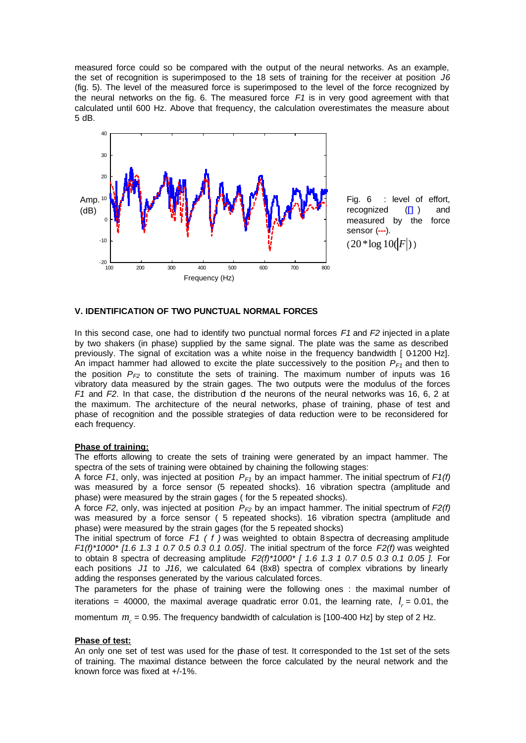measured force could so be compared with the output of the neural networks. As an example, the set of recognition is superimposed to the 18 sets of training for the receiver at position *J6* (fig. 5). The level of the measured force is superimposed to the level of the force recognized by the neural networks on the fig. 6. The measured force *F1* is in very good agreement with that calculated until 600 Hz. Above that frequency, the calculation overestimates the measure about 5 dB.

Fig. 6 : level of effort, recognized ( ) and measured by the force sensor (---). $(20 * \log 10(|F|))$

## V. IDENTIFICATION OF TWO PUNCTUAL NORMAL FORCES

In this second case, one had to identify two punctual normal forces *F1* and *F2* injected in a plate by two shakers (in phase) supplied by the same signal. The plate was the same as described previously. The signal of excitation was a white noise in the frequency bandwidth [ 0-1200 Hz]. An impact hammer had allowed to excite the plate successively to the position $P_{F1}$ and then to the position $P_{F2}$ to constitute the sets of training. The maximum number of inputs was 16 vibratory data measured by the strain gages. The two outputs were the modulus of the forces *F1* and *F2*. In that case, the distribution of the neurons of the neural networks was 16, 6, 2 at the maximum. The architecture of the neural networks, phase of training, phase of test and phase of recognition and the possible strategies of data reduction were to be reconsidered for each frequency.

**Phase of training:**

The efforts allowing to create the sets of training were generated by an impact hammer. The spectra of the sets of training were obtained by chaining the following stages:

A force *F1*, only, was injected at position $P_{F1}$ by an impact hammer. The initial spectrum of *F1(f)* was measured by a force sensor (5 repeated shocks). 16 vibration spectra (amplitude and phase) were measured by the strain gages ( for the 5 repeated shocks).

A force *F2*, only, was injected at position $P_{F2}$ by an impact hammer. The initial spectrum of *F2(f)* was measured by a force sensor ( 5 repeated shocks). 16 vibration spectra (amplitude and phase) were measured by the strain gages (for the 5 repeated shocks)

The initial spectrum of force *F1 ( f )* was weighted to obtain 8 spectra of decreasing amplitude *F1(f)*1000* [1.6 1.3 1 0.7 0.5 0.3 0.1 0.05]*. The initial spectrum of the force *F2(f)* was weighted to obtain 8 spectra of decreasing amplitude *F2(f)*1000* [ 1.6 1.3 1 0.7 0.5 0.3 0.1 0.05 ]*. For each positions *J1* to *J16*, we calculated 64 (8x8) spectra of complex vibrations by linearly adding the responses generated by the various calculated forces.

The parameters for the phase of training were the following ones : the maximal number of iterations = 40000, the maximal average quadratic error 0.01, the learning rate, $l_r$ = 0.01, the momentum $m_c$ = 0.95. The frequency bandwidth of calculation is [100-400 Hz] by step of 2 Hz.

**Phase of test:**

An only one set of test was used for the phase of test. It corresponded to the 1st set of the sets of training. The maximal distance between the force calculated by the neural network and the known force was fixed at +/-1%.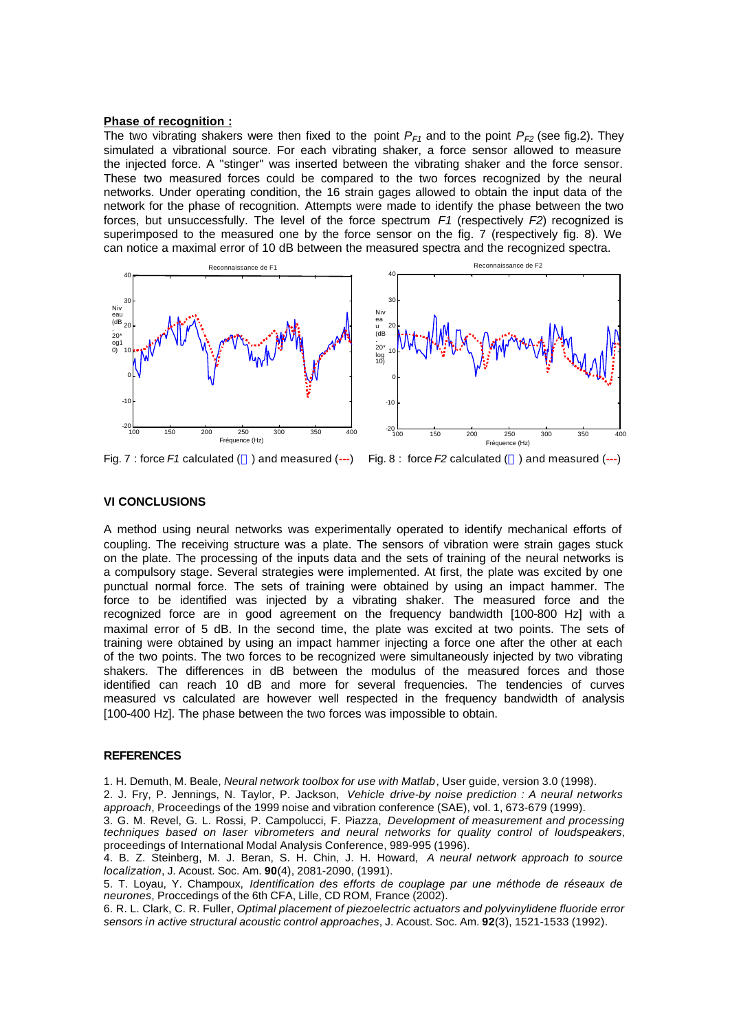**Phase of recognition :**

The two vibrating shakers were then fixed to the point $P_{F1}$ and to the point $P_{F2}$ (see fig.2). They simulated a vibrational source. For each vibrating shaker, a force sensor allowed to measure the injected force. A "stinger" was inserted between the vibrating shaker and the force sensor. These two measured forces could be compared to the two forces recognized by the neural networks. Under operating condition, the 16 strain gages allowed to obtain the input data of the network for the phase of recognition. Attempts were made to identify the phase between the two forces, but unsuccessfully. The level of the force spectrum *F1* (respectively *F2*) recognized is superimposed to the measured one by the force sensor on the fig. 7 (respectively fig. 8). We can notice a maximal error of 10 dB between the measured spectra and the recognized spectra.

Reconnaissance de F1

Niveau (dB : 20*log10)

40
30
20
10
0
-10
-20

100 150 200 250 300 350 400

Fréquence (Hz)

Fig. 7 : force *F1* calculated ( ) and measured (---)

Reconnaissance de F2

Niveau (dB : 20*log10)

40
30
20
10
0
-10
-20

100 150 200 250 300 350 400

Fréquence (Hz)

Fig. 8 : force *F2* calculated ( ) and measured (---)

## VI CONCLUSIONS

A method using neural networks was experimentally operated to identify mechanical efforts of coupling. The receiving structure was a plate. The sensors of vibration were strain gages stuck on the plate. The processing of the inputs data and the sets of training of the neural networks is a compulsory stage. Several strategies were implemented. At first, the plate was excited by one punctual normal force. The sets of training were obtained by using an impact hammer. The force to be identified was injected by a vibrating shaker. The measured force and the recognized force are in good agreement on the frequency bandwidth [100-800 Hz] with a maximal error of 5 dB. In the second time, the plate was excited at two points. The sets of training were obtained by using an impact hammer injecting a force one after the other at each of the two points. The two forces to be recognized were simultaneously injected by two vibrating shakers. The differences in dB between the modulus of the measured forces and those identified can reach 10 dB and more for several frequencies. The tendencies of curves measured vs calculated are however well respected in the frequency bandwidth of analysis [100-400 Hz]. The phase between the two forces was impossible to obtain.

## REFERENCES

1. H. Demuth, M. Beale, *Neural network toolbox for use with Matlab*, User guide, version 3.0 (1998).
2. J. Fry, P. Jennings, N. Taylor, P. Jackson, *Vehicle drive-by noise prediction : A neural networks approach*, Proceedings of the 1999 noise and vibration conference (SAE), vol. 1, 673-679 (1999).
3. G. M. Revel, G. L. Rossi, P. Campolucci, F. Piazza, *Development of measurement and processing techniques based on laser vibrometers and neural networks for quality control of loudspeakers*, proceedings of International Modal Analysis Conference, 989-995 (1996).
4. B. Z. Steinberg, M. J. Beran, S. H. Chin, J. H. Howard, *A neural network approach to source localization*, J. Acoust. Soc. Am. **90**(4), 2081-2090, (1991).
5. T. Loyau, Y. Champoux, *Identification des efforts de couplage par une méthode de réseaux de neurones*, Proccedings of the 6th CFA, Lille, CD ROM, France (2002).
6. R. L. Clark, C. R. Fuller, *Optimal placement of piezoelectric actuators and polyvinylidene fluoride error sensors in active structural acoustic control approaches*, J. Acoust. Soc. Am. **92**(3), 1521-1533 (1992).